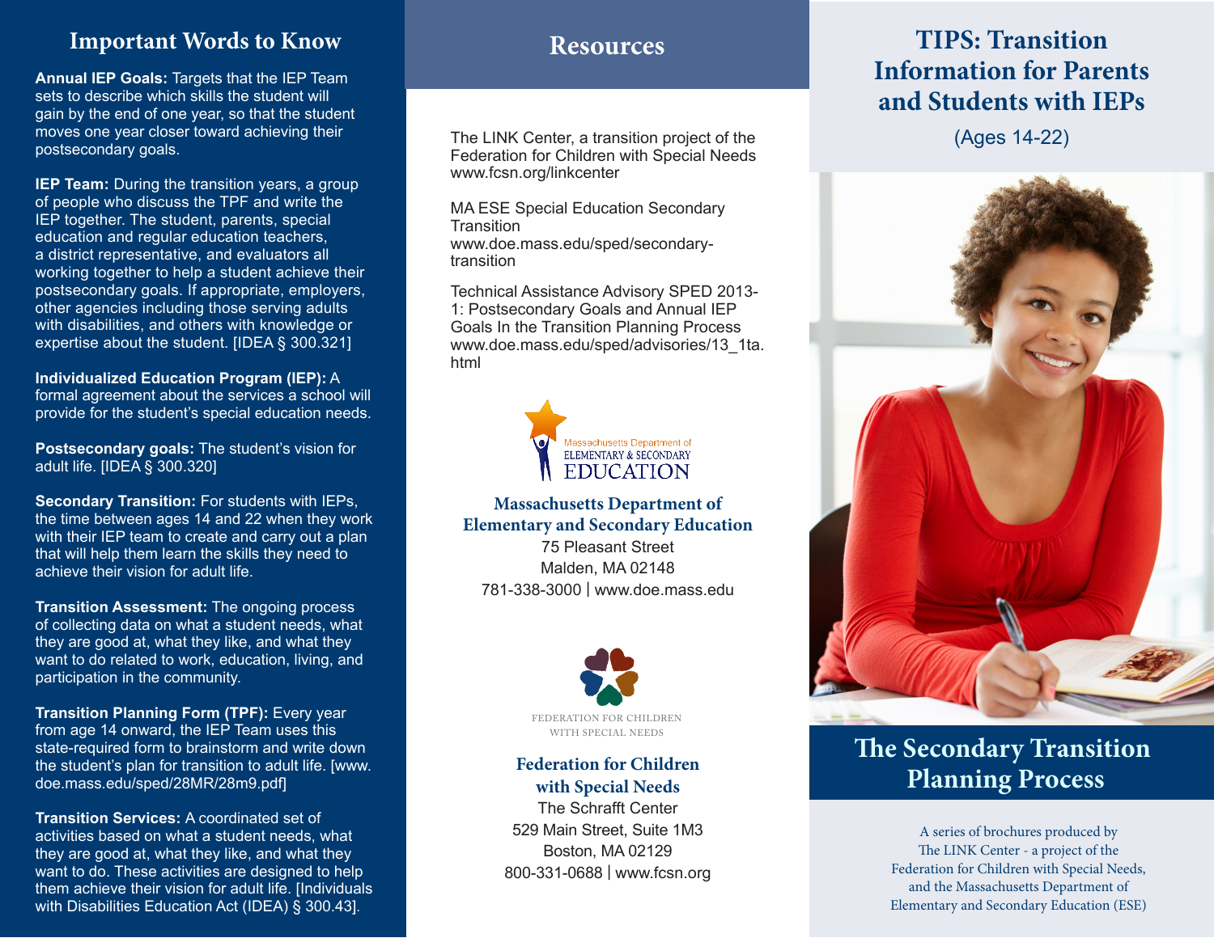## Important Words to Know

**Annual IEP Goals:** Targets that the IEP Team sets to describe which skills the student will gain by the end of one year, so that the student moves one year closer toward achieving their postsecondary goals.

**IEP Team:** During the transition years, a group of people who discuss the TPF and write the IEP together. The student, parents, special education and regular education teachers, a district representative, and evaluators all working together to help a student achieve their postsecondary goals. If appropriate, employers, other agencies including those serving adults with disabilities, and others with knowledge or expertise about the student. [IDEA § 300.321]

**Individualized Education Program (IEP):** A formal agreement about the services a school will provide for the student's special education needs.

**Postsecondary goals:** The student's vision for adult life. [IDEA § 300.320]

**Secondary Transition:** For students with IEPs, the time between ages 14 and 22 when they work with their IEP team to create and carry out a plan that will help them learn the skills they need to achieve their vision for adult life.

**Transition Assessment:** The ongoing process of collecting data on what a student needs, what they are good at, what they like, and what they want to do related to work, education, living, and participation in the community.

**Transition Planning Form (TPF):** Every year from age 14 onward, the IEP Team uses this state-required form to brainstorm and write down the student's plan for transition to adult life. [www.doe.mass.edu/sped/28MR/28m9.pdf]

**Transition Services:** A coordinated set of activities based on what a student needs, what they are good at, what they like, and what they want to do. These activities are designed to help them achieve their vision for adult life. [Individuals with Disabilities Education Act (IDEA) § 300.43].

## Resources

The LINK Center, a transition project of the Federation for Children with Special Needs
www.fcsn.org/linkcenter

MA ESE Special Education Secondary Transition
www.doe.mass.edu/sped/secondary-transition

Technical Assistance Advisory SPED 2013-1: Postsecondary Goals and Annual IEP Goals In the Transition Planning Process
www.doe.mass.edu/sped/advisories/13_1ta.html

Massachusetts Department of ELEMENTARY & SECONDARY EDUCATION

**Massachusetts Department of Elementary and Secondary Education**
75 Pleasant Street
Malden, MA 02148
781-338-3000 | www.doe.mass.edu

FEDERATION FOR CHILDREN WITH SPECIAL NEEDS

**Federation for Children with Special Needs**
The Schrafft Center
529 Main Street, Suite 1M3
Boston, MA 02129
800-331-0688 | www.fcsn.org

# TIPS: Transition Information for Parents and Students with IEPs

(Ages 14-22)

## The Secondary Transition Planning Process

A series of brochures produced by The LINK Center - a project of the Federation for Children with Special Needs, and the Massachusetts Department of Elementary and Secondary Education (ESE)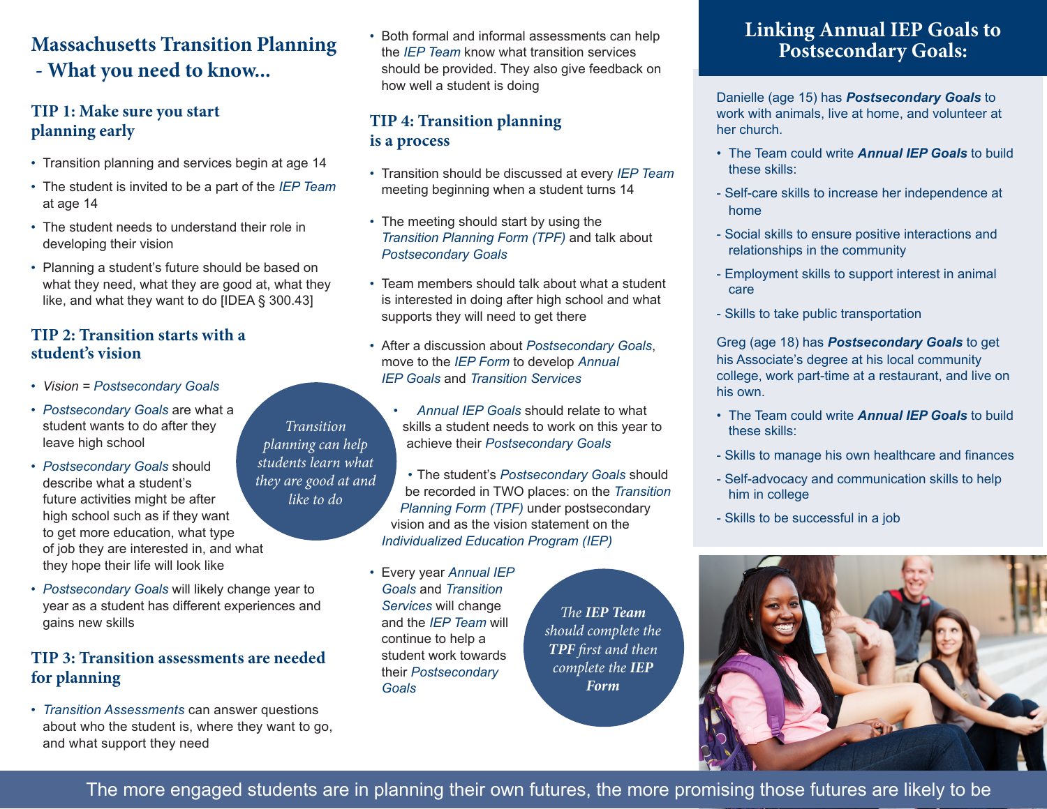# Massachusetts Transition Planning - What you need to know...

## TIP 1: Make sure you start planning early

- Transition planning and services begin at age 14
- The student is invited to be a part of the *IEP Team* at age 14
- The student needs to understand their role in developing their vision
- Planning a student's future should be based on what they need, what they are good at, what they like, and what they want to do [IDEA § 300.43]

## TIP 2: Transition starts with a student's vision

- *Vision* = *Postsecondary Goals*
- *Postsecondary Goals* are what a student wants to do after they leave high school
- *Postsecondary Goals* should describe what a student's future activities might be after high school such as if they want to get more education, what type of job they are interested in, and what they hope their life will look like
- *Postsecondary Goals* will likely change year to year as a student has different experiences and gains new skills

*Transition planning can help students learn what they are good at and like to do*

## TIP 3: Transition assessments are needed for planning

- *Transition Assessments* can answer questions about who the student is, where they want to go, and what support they need
- Both formal and informal assessments can help the *IEP Team* know what transition services should be provided. They also give feedback on how well a student is doing

## TIP 4: Transition planning is a process

- Transition should be discussed at every *IEP Team* meeting beginning when a student turns 14
- The meeting should start by using the *Transition Planning Form (TPF)* and talk about *Postsecondary Goals*
- Team members should talk about what a student is interested in doing after high school and what supports they will need to get there
- After a discussion about *Postsecondary Goals*, move to the *IEP Form* to develop *Annual IEP Goals* and *Transition Services*
- *Annual IEP Goals* should relate to what skills a student needs to work on this year to achieve their *Postsecondary Goals*
- The student's *Postsecondary Goals* should be recorded in TWO places: on the *Transition Planning Form (TPF)* under postsecondary vision and as the vision statement on the *Individualized Education Program (IEP)*
- Every year *Annual IEP Goals* and *Transition Services* will change and the *IEP Team* will continue to help a student work towards their *Postsecondary Goals*

*The **IEP Team** should complete the **TPF** first and then complete the **IEP Form***

## Linking Annual IEP Goals to Postsecondary Goals:

Danielle (age 15) has ***Postsecondary Goals*** to work with animals, live at home, and volunteer at her church.

- The Team could write ***Annual IEP Goals*** to build these skills:

- Self-care skills to increase her independence at home
- Social skills to ensure positive interactions and relationships in the community
- Employment skills to support interest in animal care
- Skills to take public transportation

Greg (age 18) has ***Postsecondary Goals*** to get his Associate's degree at his local community college, work part-time at a restaurant, and live on his own.

- The Team could write ***Annual IEP Goals*** to build these skills:

- Skills to manage his own healthcare and finances
- Self-advocacy and communication skills to help him in college
- Skills to be successful in a job

The more engaged students are in planning their own futures, the more promising those futures are likely to be